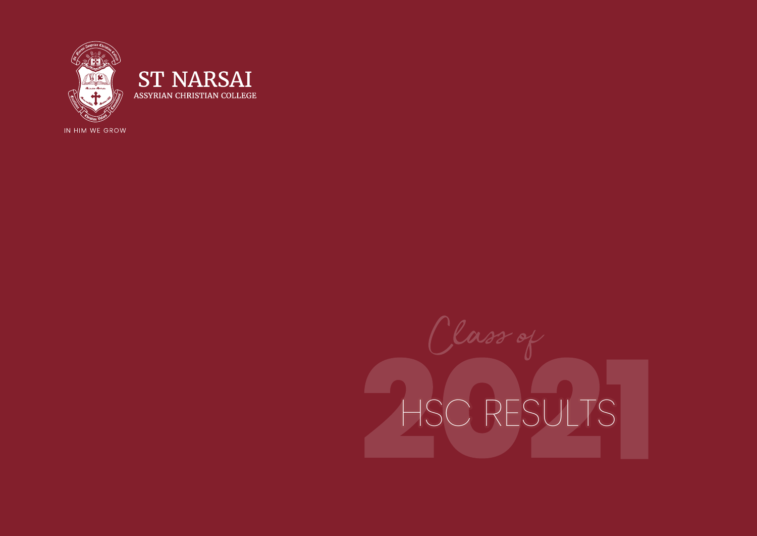ST NARSAI
ASSYRIAN CHRISTIAN COLLEGE

IN HIM WE GROW

*Class of*

# 2021 HSC RESULTS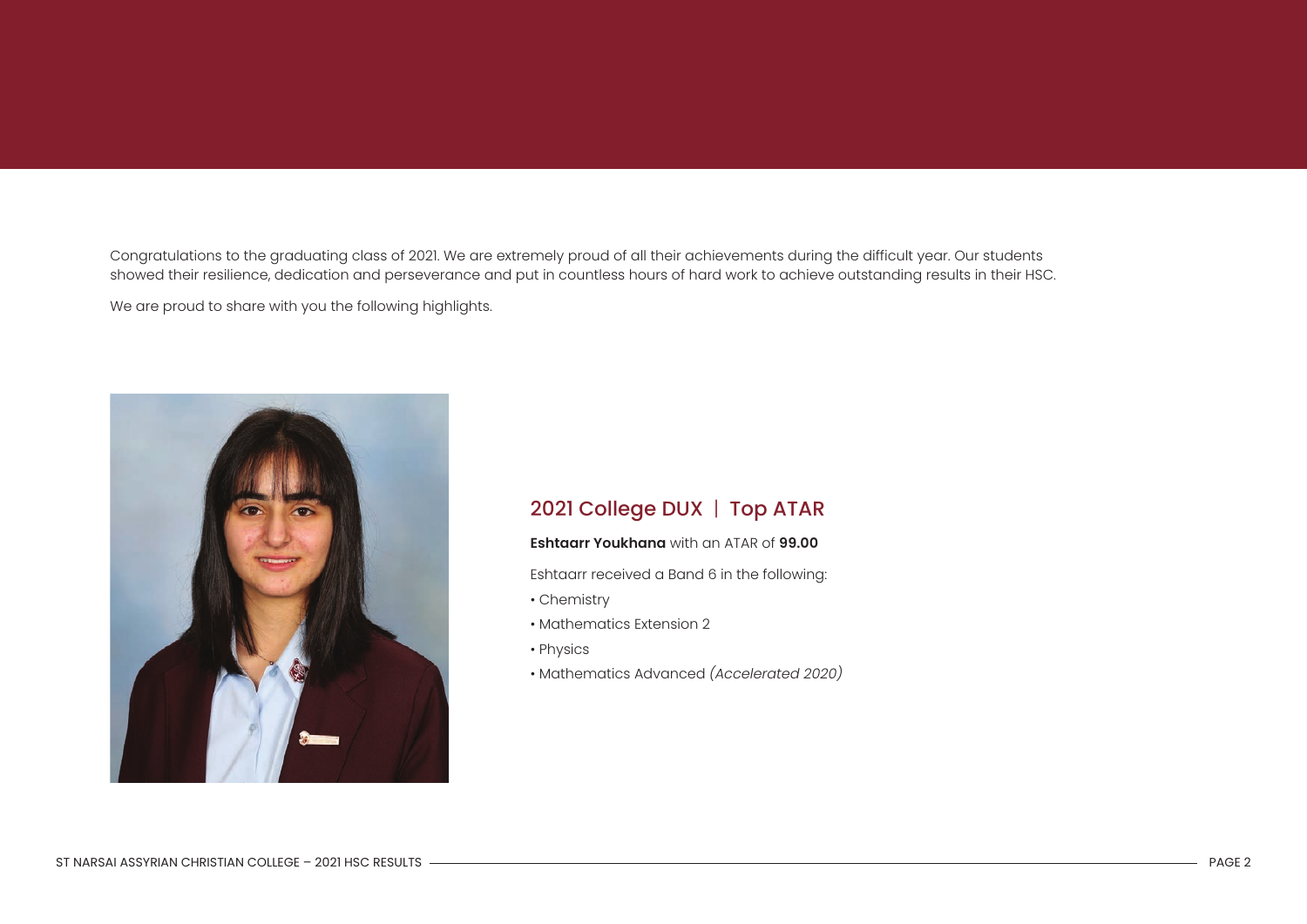Congratulations to the graduating class of 2021. We are extremely proud of all their achievements during the difficult year. Our students showed their resilience, dedication and perseverance and put in countless hours of hard work to achieve outstanding results in their HSC.

We are proud to share with you the following highlights.

## 2021 College DUX | Top ATAR

**Eshtaarr Youkhana** with an ATAR of **99.00**

Eshtaarr received a Band 6 in the following:

- Chemistry
- Mathematics Extension 2
- Physics
- Mathematics Advanced *(Accelerated 2020)*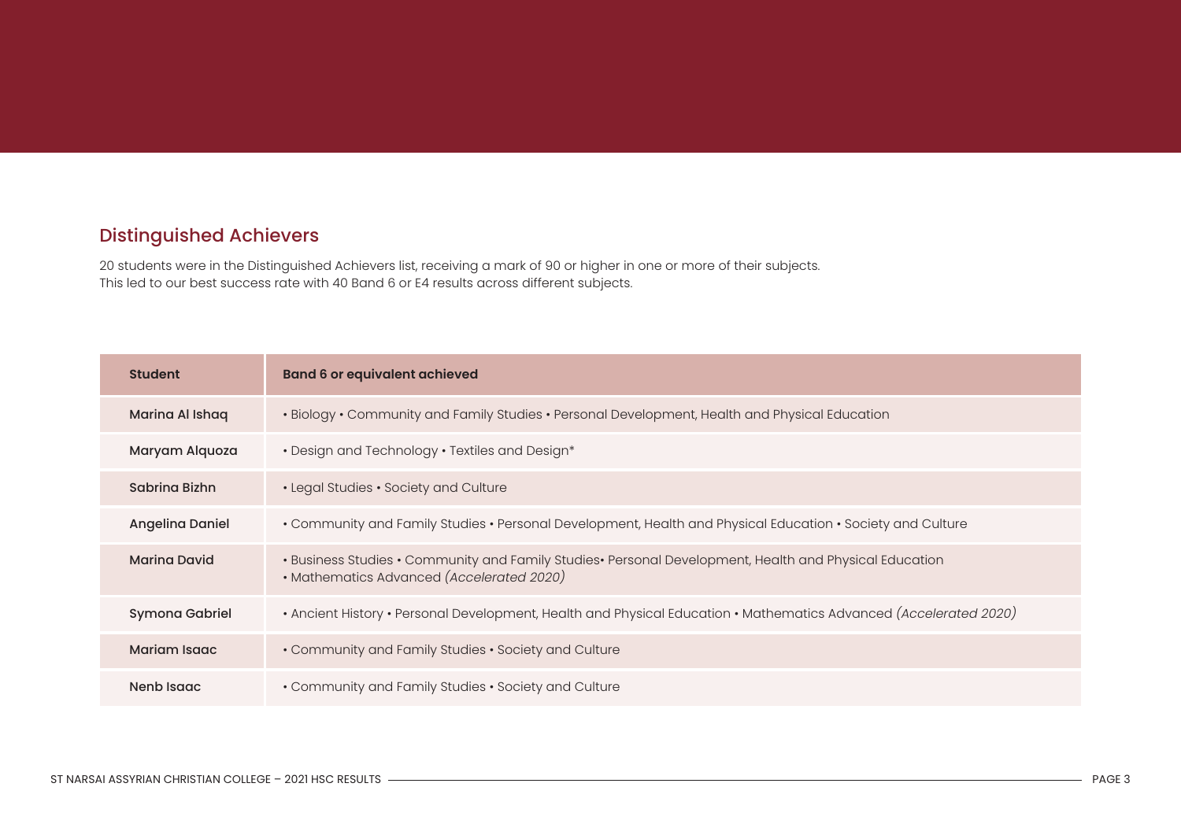## Distinguished Achievers

20 students were in the Distinguished Achievers list, receiving a mark of 90 or higher in one or more of their subjects.
This led to our best success rate with 40 Band 6 or E4 results across different subjects.

| Student | Band 6 or equivalent achieved |
|---|---|
| Marina Al Ishaq | • Biology • Community and Family Studies • Personal Development, Health and Physical Education |
| Maryam Alquoza | • Design and Technology • Textiles and Design* |
| Sabrina Bizhn | • Legal Studies • Society and Culture |
| Angelina Daniel | • Community and Family Studies • Personal Development, Health and Physical Education • Society and Culture |
| Marina David | • Business Studies • Community and Family Studies• Personal Development, Health and Physical Education • Mathematics Advanced *(Accelerated 2020)* |
| Symona Gabriel | • Ancient History • Personal Development, Health and Physical Education • Mathematics Advanced *(Accelerated 2020)* |
| Mariam Isaac | • Community and Family Studies • Society and Culture |
| Nenb Isaac | • Community and Family Studies • Society and Culture |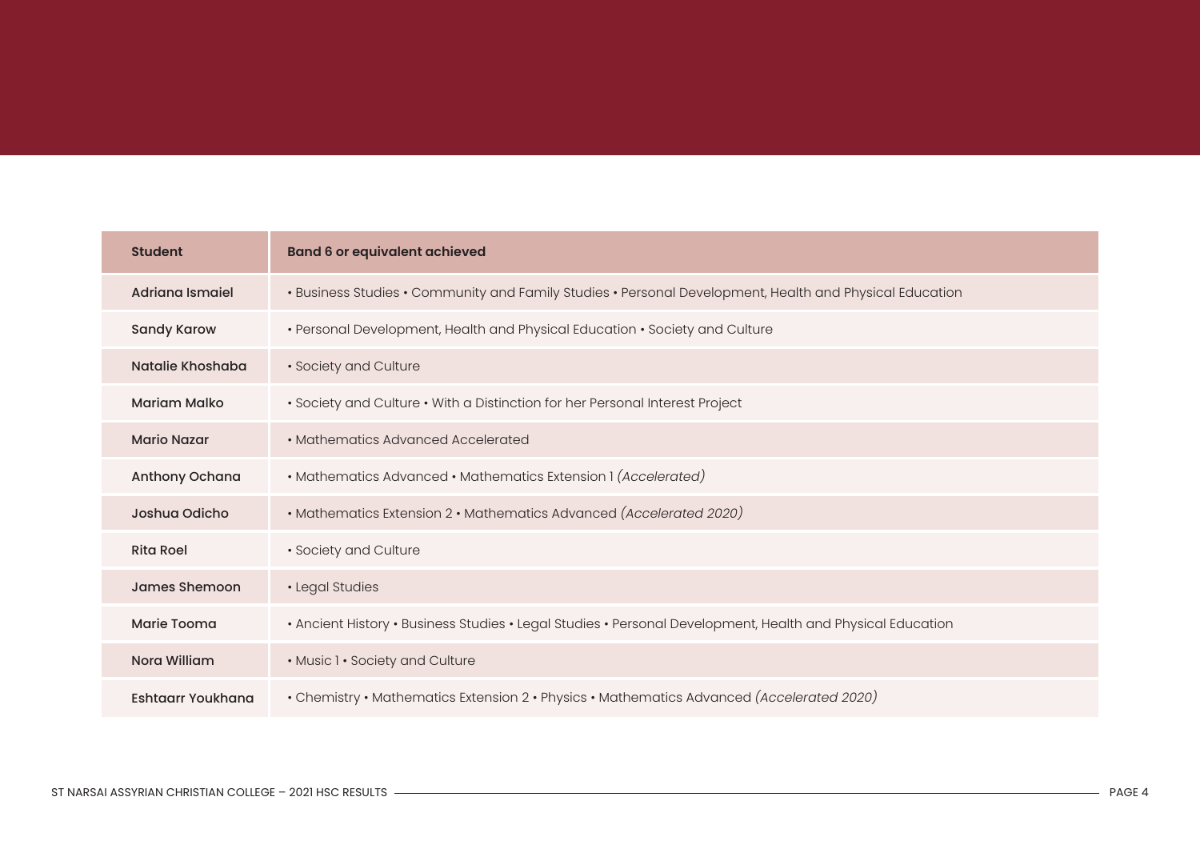| Student | Band 6 or equivalent achieved |
| --- | --- |
| Adriana Ismaiel | • Business Studies • Community and Family Studies • Personal Development, Health and Physical Education |
| Sandy Karow | • Personal Development, Health and Physical Education • Society and Culture |
| Natalie Khoshaba | • Society and Culture |
| Mariam Malko | • Society and Culture • With a Distinction for her Personal Interest Project |
| Mario Nazar | • Mathematics Advanced Accelerated |
| Anthony Ochana | • Mathematics Advanced • Mathematics Extension 1 *(Accelerated)* |
| Joshua Odicho | • Mathematics Extension 2 • Mathematics Advanced *(Accelerated 2020)* |
| Rita Roel | • Society and Culture |
| James Shemoon | • Legal Studies |
| Marie Tooma | • Ancient History • Business Studies • Legal Studies • Personal Development, Health and Physical Education |
| Nora William | • Music 1 • Society and Culture |
| Eshtaarr Youkhana | • Chemistry • Mathematics Extension 2 • Physics • Mathematics Advanced *(Accelerated 2020)* |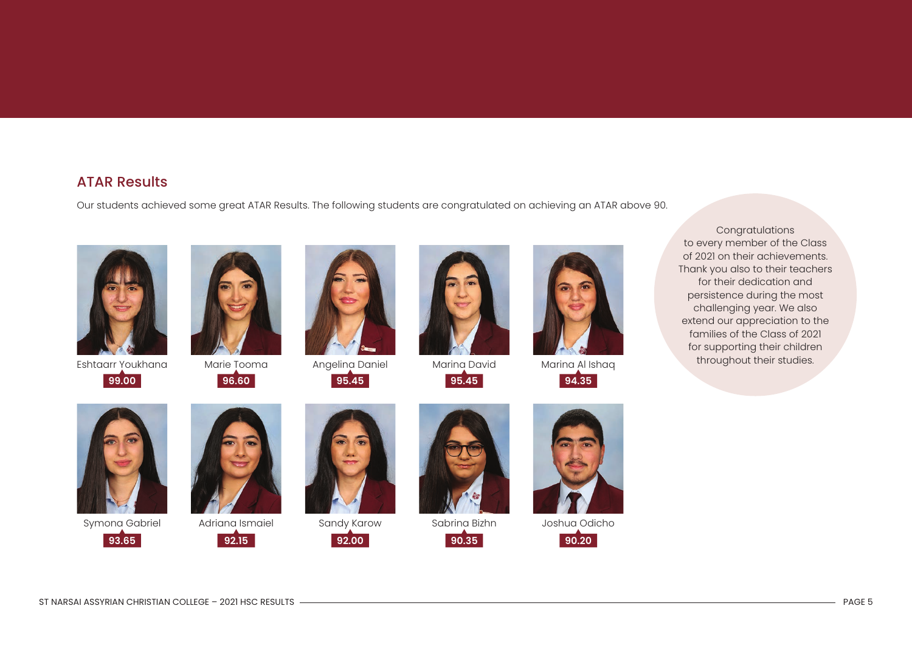## ATAR Results

Our students achieved some great ATAR Results. The following students are congratulated on achieving an ATAR above 90.

Eshtaarr Youkhana
**99.00**

Marie Tooma
**96.60**

Angelina Daniel
**95.45**

Marina David
**95.45**

Marina Al Ishaq
**94.35**

Symona Gabriel
**93.65**

Adriana Ismaiel
**92.15**

Sandy Karow
**92.00**

Sabrina Bizhn
**90.35**

Joshua Odicho
**90.20**

Congratulations to every member of the Class of 2021 on their achievements. Thank you also to their teachers for their dedication and persistence during the most challenging year. We also extend our appreciation to the families of the Class of 2021 for supporting their children throughout their studies.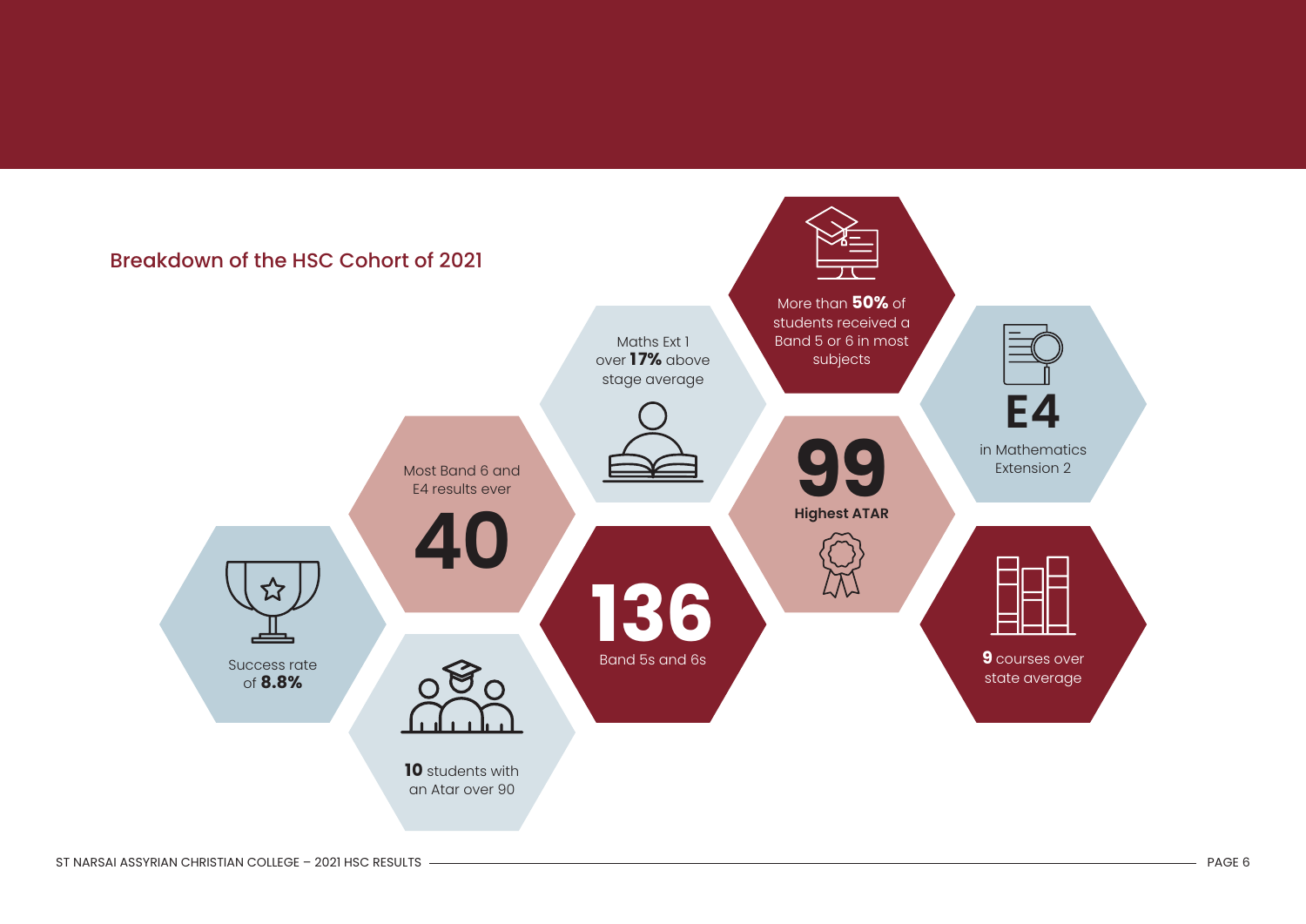## Breakdown of the HSC Cohort of 2021

- Success rate of **8.8%**
- Most Band 6 and E4 results ever **40**
- **10** students with an Atar over 90
- Maths Ext 1 over **17%** above stage average
- **136** Band 5s and 6s
- More than **50%** of students received a Band 5 or 6 in most subjects
- **99** Highest ATAR
- **E4** in Mathematics Extension 2
- **9** courses over state average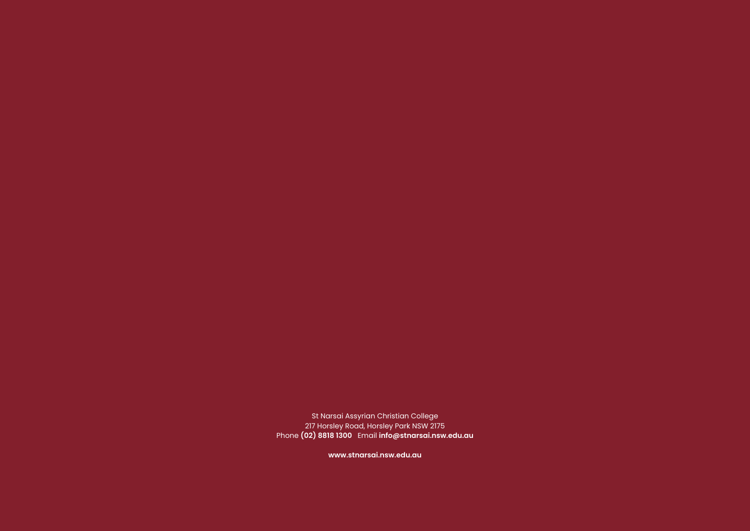St Narsai Assyrian Christian College
217 Horsley Road, Horsley Park NSW 2175
Phone **(02) 8818 1300** Email **info@stnarsai.nsw.edu.au**

**www.stnarsai.nsw.edu.au**